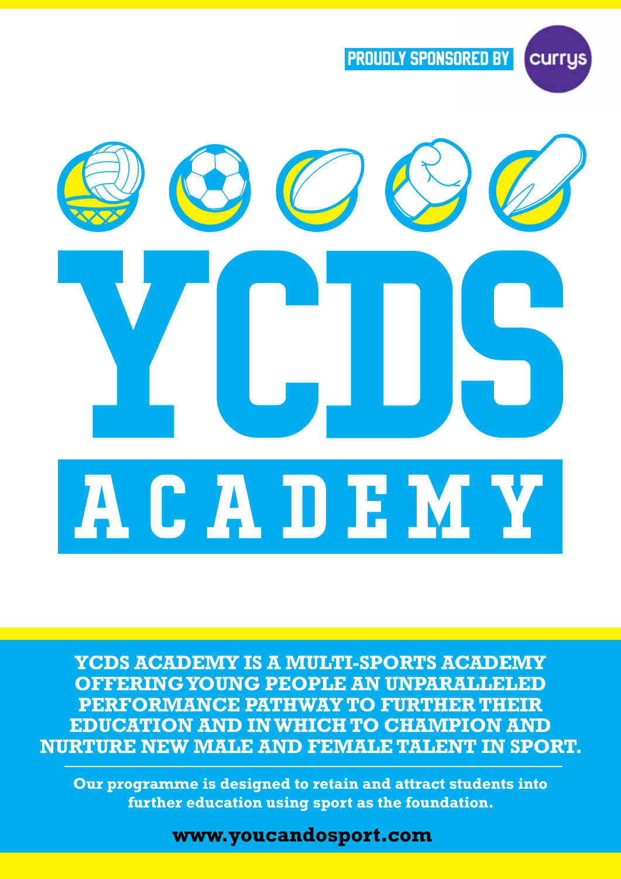PROUDLY SPONSORED BY currys

# YCDS

## ACADEMY

**YCDS ACADEMY IS A MULTI-SPORTS ACADEMY OFFERING YOUNG PEOPLE AN UNPARALLELED PERFORMANCE PATHWAY TO FURTHER THEIR EDUCATION AND IN WHICH TO CHAMPION AND NURTURE NEW MALE AND FEMALE TALENT IN SPORT.**

---

**Our programme is designed to retain and attract students into further education using sport as the foundation.**

**www.youcandosport.com**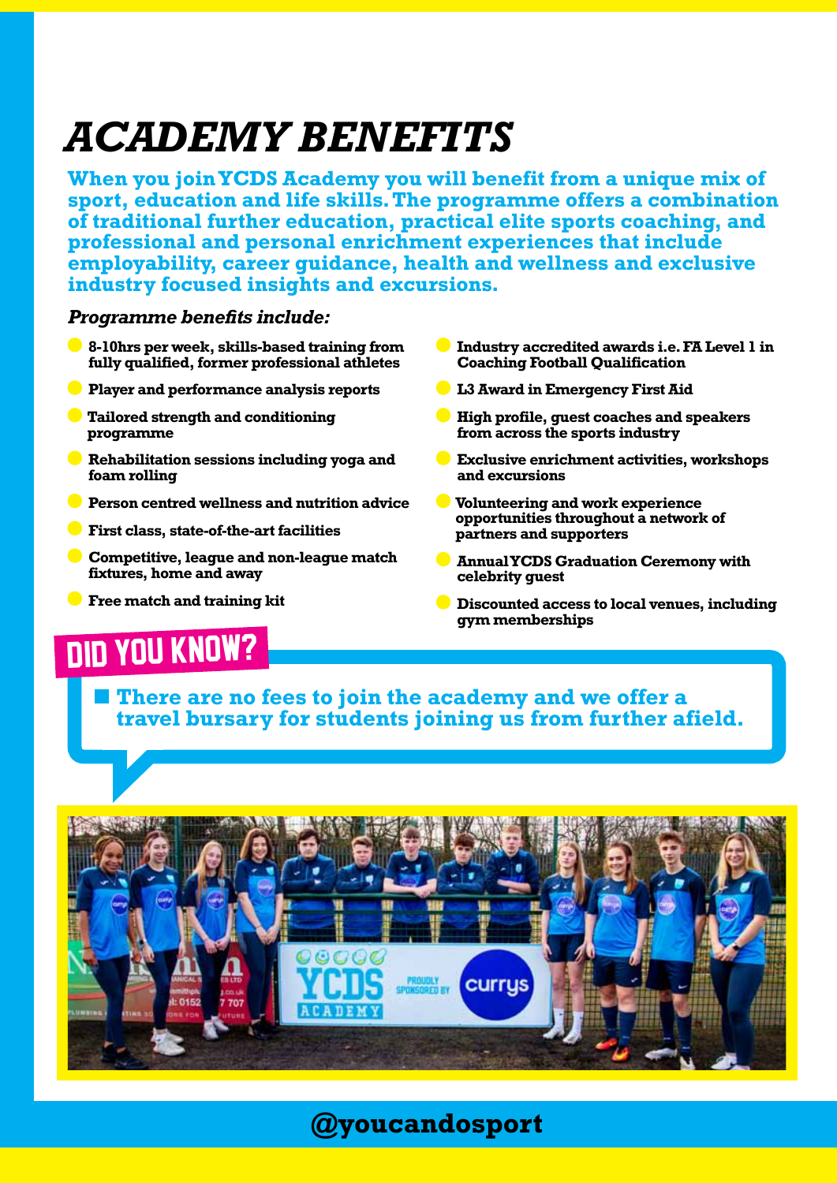# ACADEMY BENEFITS

**When you join YCDS Academy you will benefit from a unique mix of sport, education and life skills. The programme offers a combination of traditional further education, practical elite sports coaching, and professional and personal enrichment experiences that include employability, career guidance, health and wellness and exclusive industry focused insights and excursions.**

***Programme benefits include:***

- **8-10hrs per week, skills-based training from fully qualified, former professional athletes**
- **Player and performance analysis reports**
- **Tailored strength and conditioning programme**
- **Rehabilitation sessions including yoga and foam rolling**
- **Person centred wellness and nutrition advice**
- **First class, state-of-the-art facilities**
- **Competitive, league and non-league match fixtures, home and away**
- **Free match and training kit**
- **Industry accredited awards i.e. FA Level 1 in Coaching Football Qualification**
- **L3 Award in Emergency First Aid**
- **High profile, guest coaches and speakers from across the sports industry**
- **Exclusive enrichment activities, workshops and excursions**
- **Volunteering and work experience opportunities throughout a network of partners and supporters**
- **Annual YCDS Graduation Ceremony with celebrity guest**
- **Discounted access to local venues, including gym memberships**

## DID YOU KNOW?

- **There are no fees to join the academy and we offer a travel bursary for students joining us from further afield.**

**@youcandosport**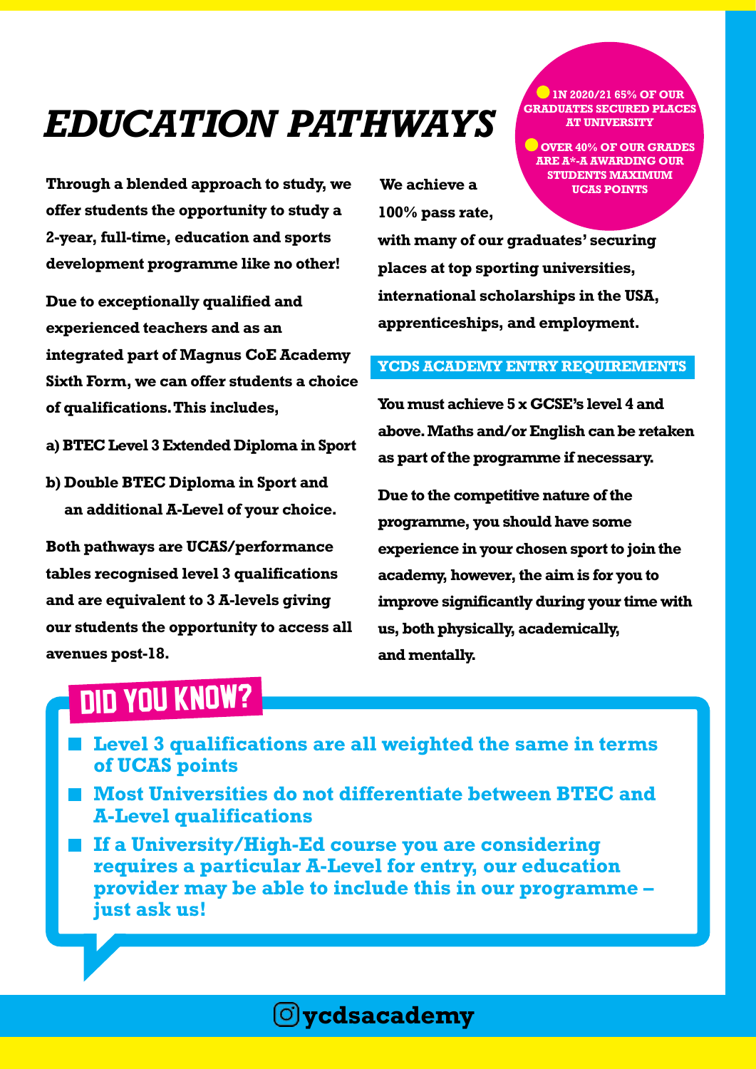# EDUCATION PATHWAYS

- IN 2020/21 65% OF OUR GRADUATES SECURED PLACES AT UNIVERSITY
- OVER 40% OF OUR GRADES ARE A*-A AWARDING OUR STUDENTS MAXIMUM UCAS POINTS

**Through a blended approach to study, we offer students the opportunity to study a 2-year, full-time, education and sports development programme like no other!**

**Due to exceptionally qualified and experienced teachers and as an integrated part of Magnus CoE Academy Sixth Form, we can offer students a choice of qualifications. This includes,**

**a) BTEC Level 3 Extended Diploma in Sport**

**b) Double BTEC Diploma in Sport and an additional A-Level of your choice.**

**Both pathways are UCAS/performance tables recognised level 3 qualifications and are equivalent to 3 A-levels giving our students the opportunity to access all avenues post-18.**

**We achieve a 100% pass rate, with many of our graduates' securing places at top sporting universities, international scholarships in the USA, apprenticeships, and employment.**

## YCDS ACADEMY ENTRY REQUIREMENTS

**You must achieve 5 x GCSE's level 4 and above. Maths and/or English can be retaken as part of the programme if necessary.**

**Due to the competitive nature of the programme, you should have some experience in your chosen sport to join the academy, however, the aim is for you to improve significantly during your time with us, both physically, academically, and mentally.**

## DID YOU KNOW?

- **Level 3 qualifications are all weighted the same in terms of UCAS points**
- **Most Universities do not differentiate between BTEC and A-Level qualifications**
- **If a University/High-Ed course you are considering requires a particular A-Level for entry, our education provider may be able to include this in our programme – just ask us!**

ycdsacademy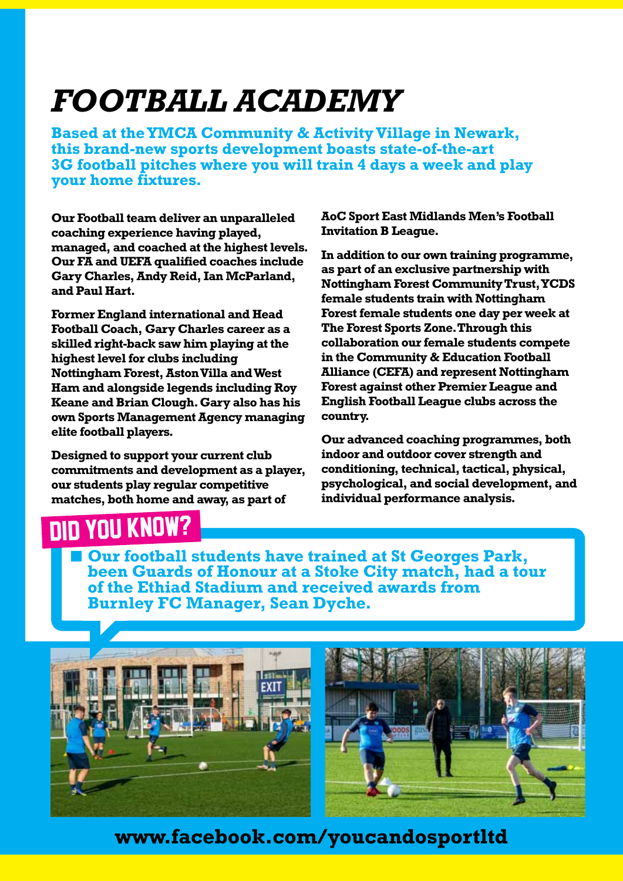# *FOOTBALL ACADEMY*

**Based at the YMCA Community & Activity Village in Newark, this brand-new sports development boasts state-of-the-art 3G football pitches where you will train 4 days a week and play your home fixtures.**

**Our Football team deliver an unparalleled coaching experience having played, managed, and coached at the highest levels. Our FA and UEFA qualified coaches include Gary Charles, Andy Reid, Ian McParland, and Paul Hart.**

**Former England international and Head Football Coach, Gary Charles career as a skilled right-back saw him playing at the highest level for clubs including Nottingham Forest, Aston Villa and West Ham and alongside legends including Roy Keane and Brian Clough. Gary also has his own Sports Management Agency managing elite football players.**

**Designed to support your current club commitments and development as a player, our students play regular competitive matches, both home and away, as part of AoC Sport East Midlands Men's Football Invitation B League.**

**In addition to our own training programme, as part of an exclusive partnership with Nottingham Forest Community Trust, YCDS female students train with Nottingham Forest female students one day per week at The Forest Sports Zone. Through this collaboration our female students compete in the Community & Education Football Alliance (CEFA) and represent Nottingham Forest against other Premier League and English Football League clubs across the country.**

**Our advanced coaching programmes, both indoor and outdoor cover strength and conditioning, technical, tactical, physical, psychological, and social development, and individual performance analysis.**

## DID YOU KNOW?

- **Our football students have trained at St Georges Park, been Guards of Honour at a Stoke City match, had a tour of the Ethiad Stadium and received awards from Burnley FC Manager, Sean Dyche.**

**www.facebook.com/youcandosportltd**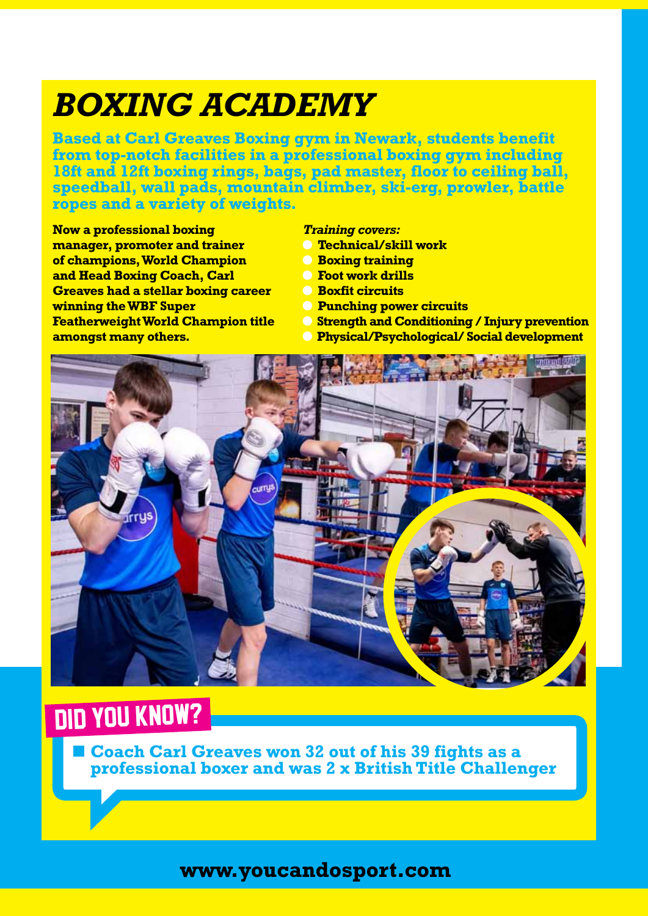# BOXING ACADEMY

**Based at Carl Greaves Boxing gym in Newark, students benefit from top-notch facilities in a professional boxing gym including 18ft and 12ft boxing rings, bags, pad master, floor to ceiling ball, speedball, wall pads, mountain climber, ski-erg, prowler, battle ropes and a variety of weights.**

**Now a professional boxing manager, promoter and trainer of champions, World Champion and Head Boxing Coach, Carl Greaves had a stellar boxing career winning the WBF Super Featherweight World Champion title amongst many others.**

***Training covers:***

- **Technical/skill work**
- **Boxing training**
- **Foot work drills**
- **Boxfit circuits**
- **Punching power circuits**
- **Strength and Conditioning / Injury prevention**
- **Physical/Psychological/ Social development**

## DID YOU KNOW?

- **Coach Carl Greaves won 32 out of his 39 fights as a professional boxer and was 2 x British Title Challenger**

**www.youcandosport.com**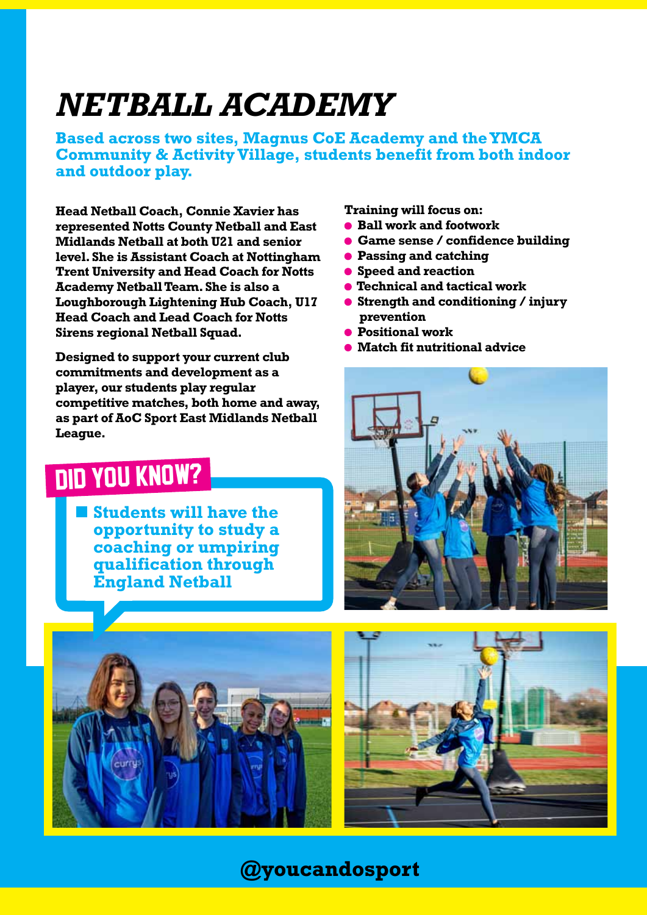# NETBALL ACADEMY

**Based across two sites, Magnus CoE Academy and the YMCA Community & Activity Village, students benefit from both indoor and outdoor play.**

**Head Netball Coach, Connie Xavier has represented Notts County Netball and East Midlands Netball at both U21 and senior level. She is Assistant Coach at Nottingham Trent University and Head Coach for Notts Academy Netball Team. She is also a Loughborough Lightening Hub Coach, U17 Head Coach and Lead Coach for Notts Sirens regional Netball Squad.**

**Designed to support your current club commitments and development as a player, our students play regular competitive matches, both home and away, as part of AoC Sport East Midlands Netball League.**

## DID YOU KNOW?

- **Students will have the opportunity to study a coaching or umpiring qualification through England Netball**

**Training will focus on:**

- **Ball work and footwork**
- **Game sense / confidence building**
- **Passing and catching**
- **Speed and reaction**
- **Technical and tactical work**
- **Strength and conditioning / injury prevention**
- **Positional work**
- **Match fit nutritional advice**

**@youcandosport**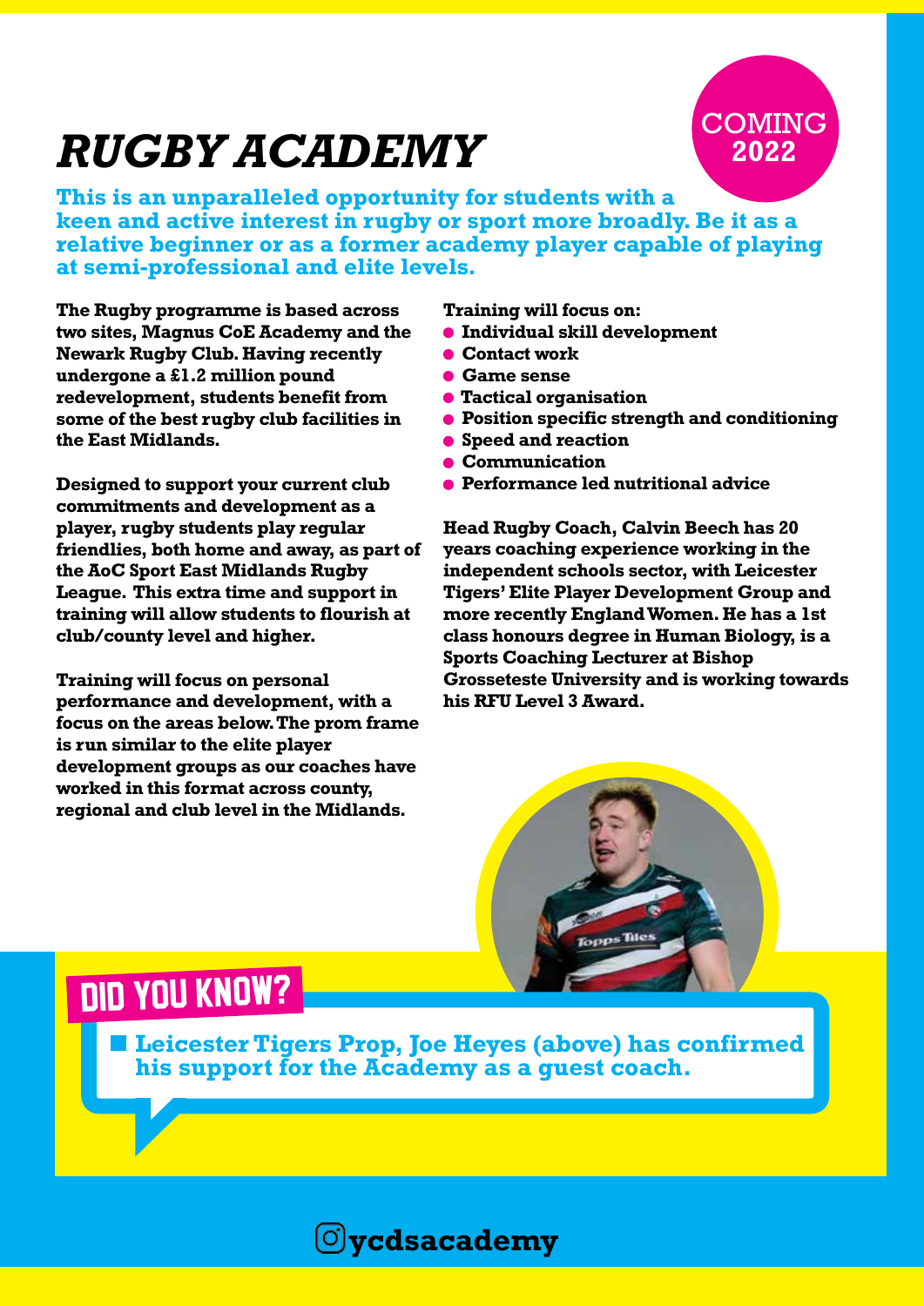# *RUGBY ACADEMY*

COMING 2022

**This is an unparalleled opportunity for students with a keen and active interest in rugby or sport more broadly. Be it as a relative beginner or as a former academy player capable of playing at semi-professional and elite levels.**

**The Rugby programme is based across two sites, Magnus CoE Academy and the Newark Rugby Club. Having recently undergone a £1.2 million pound redevelopment, students benefit from some of the best rugby club facilities in the East Midlands.**

**Designed to support your current club commitments and development as a player, rugby students play regular friendlies, both home and away, as part of the AoC Sport East Midlands Rugby League. This extra time and support in training will allow students to flourish at club/county level and higher.**

**Training will focus on personal performance and development, with a focus on the areas below. The prom frame is run similar to the elite player development groups as our coaches have worked in this format across county, regional and club level in the Midlands.**

**Training will focus on:**

- **Individual skill development**
- **Contact work**
- **Game sense**
- **Tactical organisation**
- **Position specific strength and conditioning**
- **Speed and reaction**
- **Communication**
- **Performance led nutritional advice**

**Head Rugby Coach, Calvin Beech has 20 years coaching experience working in the independent schools sector, with Leicester Tigers' Elite Player Development Group and more recently England Women. He has a 1st class honours degree in Human Biology, is a Sports Coaching Lecturer at Bishop Grosseteste University and is working towards his RFU Level 3 Award.**

## DID YOU KNOW?

**Leicester Tigers Prop, Joe Heyes (above) has confirmed his support for the Academy as a guest coach.**

ycdsacademy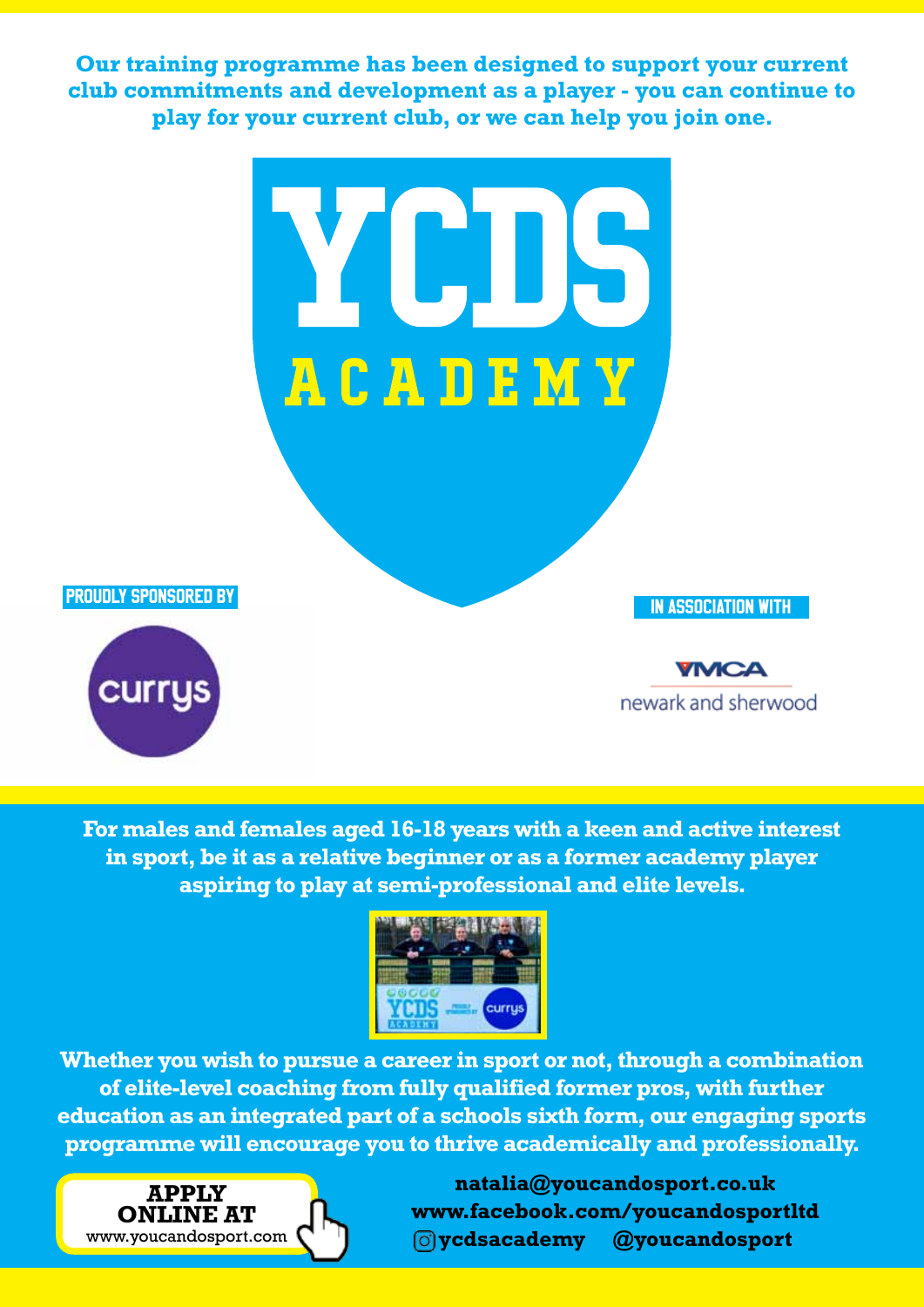**Our training programme has been designed to support your current club commitments and development as a player - you can continue to play for your current club, or we can help you join one.**

# YCDS
## ACADEMY

PROUDLY SPONSORED BY

currys

IN ASSOCIATION WITH

YMCA
newark and sherwood

**For males and females aged 16-18 years with a keen and active interest in sport, be it as a relative beginner or as a former academy player aspiring to play at semi-professional and elite levels.**

**Whether you wish to pursue a career in sport or not, through a combination of elite-level coaching from fully qualified former pros, with further education as an integrated part of a schools sixth form, our engaging sports programme will encourage you to thrive academically and professionally.**

**APPLY ONLINE AT**
www.youcandosport.com

**natalia@youcandosport.co.uk**
**www.facebook.com/youcandosportltd**
**ycdsacademy @youcandosport**